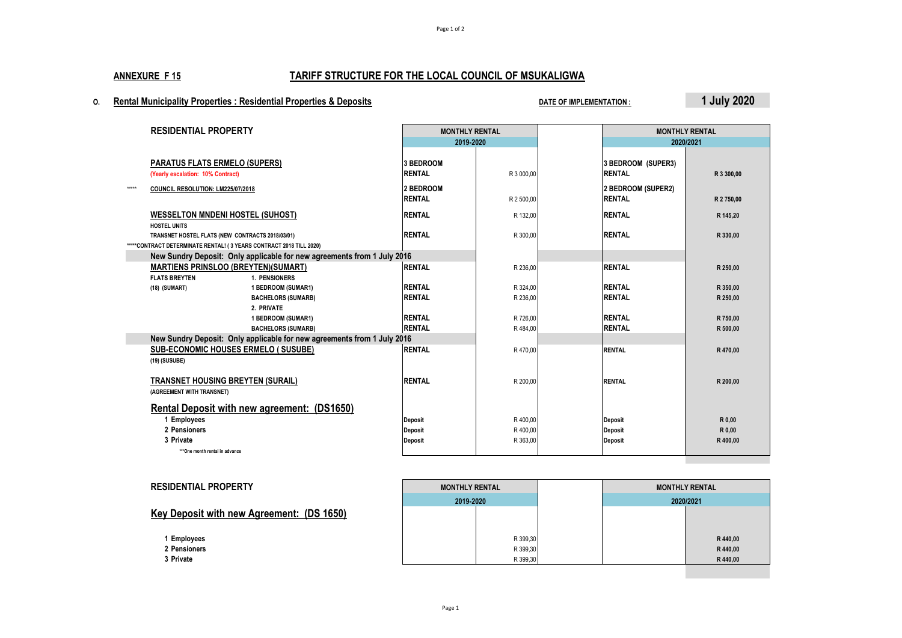**ANNEXURE F 15** **TARIFF STRUCTURE FOR THE LOCAL COUNCIL OF MSUKALIGWA**

**O. Rental Municipality Properties : Residential Properties & Deposits** **DATE OF IMPLEMENTATION :** **1 July 2020**

| RESIDENTIAL PROPERTY | | MONTHLY RENTAL 2019-2020 | | | MONTHLY RENTAL 2020/2021 | |
|---|---|---|---|---|---|---|
| **PARATUS FLATS ERMELO (SUPERS)** | | 3 BEDROOM | | | 3 BEDROOM (SUPER3) | |
| (Yearly escalation: 10% Contract) | | RENTAL | R 3 000,00 | | RENTAL | R 3 300,00 |
| ***** COUNCIL RESOLUTION: LM225/07/2018 | | 2 BEDROOM | | | 2 BEDROOM (SUPER2) | |
| | | RENTAL | R 2 500,00 | | RENTAL | R 2 750,00 |
| **WESSELTON MNDENI HOSTEL (SUHOST)** | | RENTAL | R 132,00 | | RENTAL | R 145,20 |
| HOSTEL UNITS | | | | | | |
| TRANSNET HOSTEL FLATS (NEW CONTRACTS 2018/03/01) | | RENTAL | R 300,00 | | RENTAL | R 330,00 |
| *****CONTRACT DETERMINATE RENTAL! ( 3 YEARS CONTRACT 2018 TILL 2020) | | | | | | |
| **New Sundry Deposit: Only applicable for new agreements from 1 July 2016** | | | | | | |
| **MARTIENS PRINSLOO (BREYTEN)(SUMART)** | | RENTAL | R 236,00 | | RENTAL | R 250,00 |
| FLATS BREYTEN | 1. PENSIONERS | | | | | |
| (18) (SUMART) | 1 BEDROOM (SUMAR1) | RENTAL | R 324,00 | | RENTAL | R 350,00 |
| | BACHELORS (SUMARB) | RENTAL | R 236,00 | | RENTAL | R 250,00 |
| | 2. PRIVATE | | | | | |
| | 1 BEDROOM (SUMAR1) | RENTAL | R 726,00 | | RENTAL | R 750,00 |
| | BACHELORS (SUMARB) | RENTAL | R 484,00 | | RENTAL | R 500,00 |
| **New Sundry Deposit: Only applicable for new agreements from 1 July 2016** | | | | | | |
| **SUB-ECONOMIC HOUSES ERMELO ( SUSUBE)** | | RENTAL | R 470,00 | | RENTAL | R 470,00 |
| (19) (SUSUBE) | | | | | | |
| **TRANSNET HOUSING BREYTEN (SURAIL)** | | RENTAL | R 200,00 | | RENTAL | R 200,00 |
| (AGREEMENT WITH TRANSNET) | | | | | | |
| **Rental Deposit with new agreement: (DS1650)** | | | | | | |
| 1 Employees | | Deposit | R 400,00 | | Deposit | R 0,00 |
| 2 Pensioners | | Deposit | R 400,00 | | Deposit | R 0,00 |
| 3 Private | | Deposit | R 363,00 | | Deposit | R 400,00 |
| ***One month rental in advance | | | | | | |

| RESIDENTIAL PROPERTY | | MONTHLY RENTAL 2019-2020 | | | MONTHLY RENTAL 2020/2021 | |
|---|---|---|---|---|---|---|
| **Key Deposit with new Agreement: (DS 1650)** | | | | | | |
| 1 Employees | | | R 399,30 | | | R 440,00 |
| 2 Pensioners | | | R 399,30 | | | R 440,00 |
| 3 Private | | | R 399,30 | | | R 440,00 |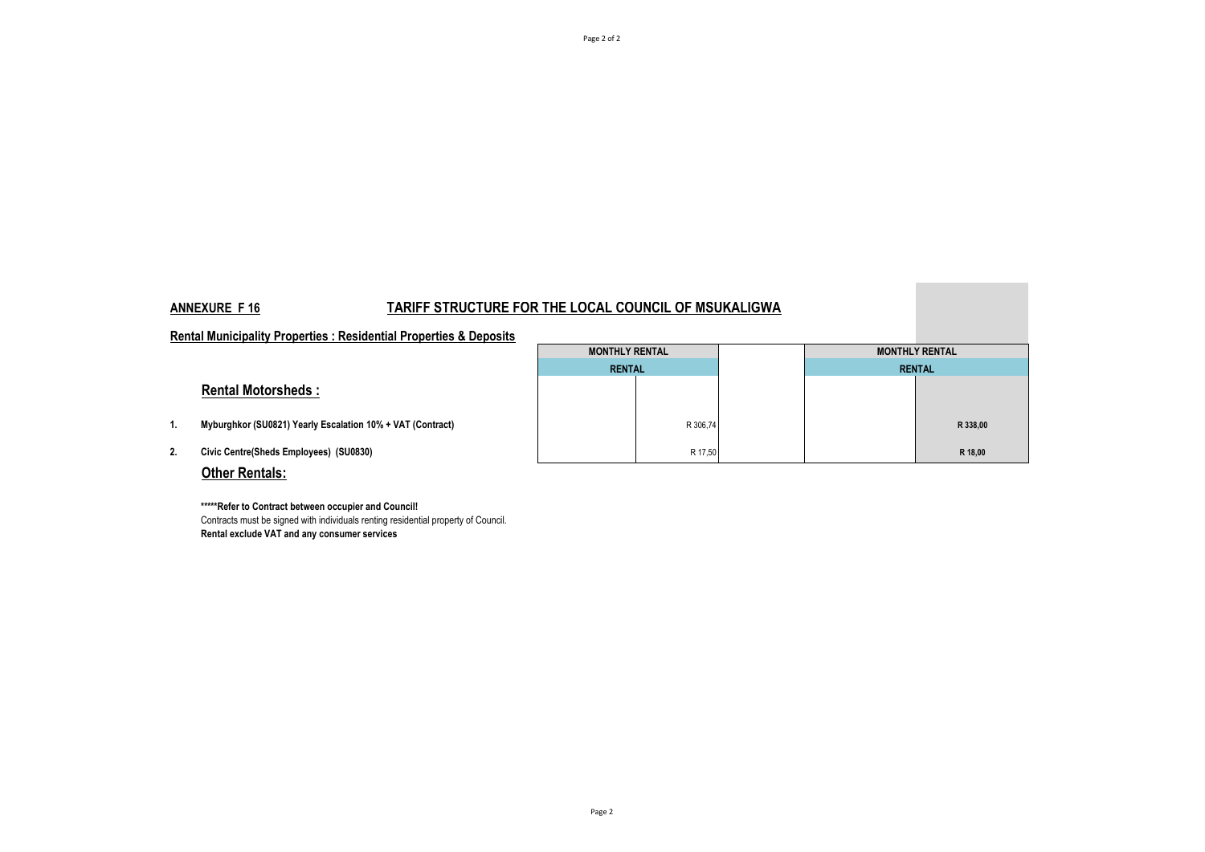## ANNEXURE F 16 — TARIFF STRUCTURE FOR THE LOCAL COUNCIL OF MSUKALIGWA

### Rental Municipality Properties : Residential Properties & Deposits

| | | MONTHLY RENTAL | | | MONTHLY RENTAL | |
|---|---|---|---|---|---|---|
| | | RENTAL | | | RENTAL | |
| | **Rental Motorsheds :** | | | | | |
| **1.** | **Myburghkor (SU0821) Yearly Escalation 10% + VAT (Contract)** | | R 306,74 | | | **R 338,00** |
| **2.** | **Civic Centre(Sheds Employees) (SU0830)** | | R 17,50 | | | **R 18,00** |

**Other Rentals:**

**\*\*\*\*\*Refer to Contract between occupier and Council!**
Contracts must be signed with individuals renting residential property of Council.
**Rental exclude VAT and any consumer services**